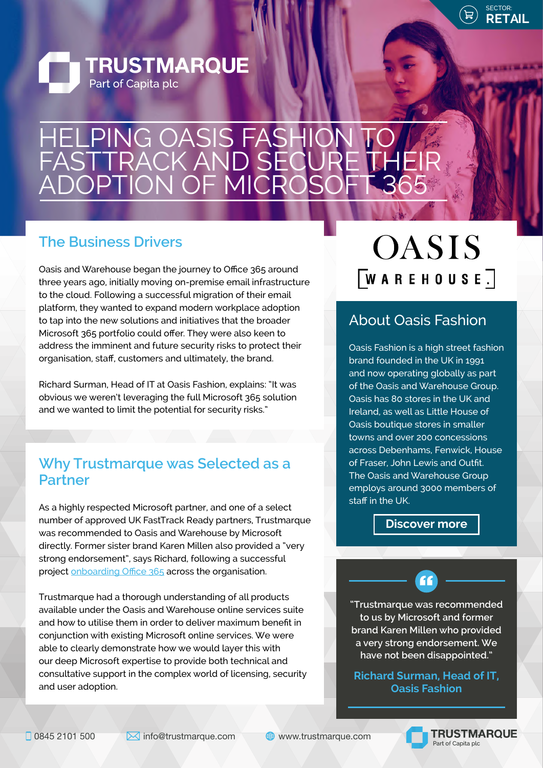SECTOR: RETAIL

TRUSTMARQUE
Part of Capita plc

# HELPING OASIS FASHION TO FASTTRACK AND SECURE THEIR ADOPTION OF MICROSOFT 365

## The Business Drivers

Oasis and Warehouse began the journey to Office 365 around three years ago, initially moving on-premise email infrastructure to the cloud. Following a successful migration of their email platform, they wanted to expand modern workplace adoption to tap into the new solutions and initiatives that the broader Microsoft 365 portfolio could offer. They were also keen to address the imminent and future security risks to protect their organisation, staff, customers and ultimately, the brand.

Richard Surman, Head of IT at Oasis Fashion, explains: "It was obvious we weren't leveraging the full Microsoft 365 solution and we wanted to limit the potential for security risks."

## Why Trustmarque was Selected as a Partner

As a highly respected Microsoft partner, and one of a select number of approved UK FastTrack Ready partners, Trustmarque was recommended to Oasis and Warehouse by Microsoft directly. Former sister brand Karen Millen also provided a "very strong endorsement", says Richard, following a successful project onboarding Office 365 across the organisation.

Trustmarque had a thorough understanding of all products available under the Oasis and Warehouse online services suite and how to utilise them in order to deliver maximum benefit in conjunction with existing Microsoft online services. We were able to clearly demonstrate how we would layer this with our deep Microsoft expertise to provide both technical and consultative support in the complex world of licensing, security and user adoption.

OASIS
WAREHOUSE

## About Oasis Fashion

Oasis Fashion is a high street fashion brand founded in the UK in 1991 and now operating globally as part of the Oasis and Warehouse Group. Oasis has 80 stores in the UK and Ireland, as well as Little House of Oasis boutique stores in smaller towns and over 200 concessions across Debenhams, Fenwick, House of Fraser, John Lewis and Outfit. The Oasis and Warehouse Group employs around 3000 members of staff in the UK.

Discover more

> "Trustmarque was recommended to us by Microsoft and former brand Karen Millen who provided a very strong endorsement. We have not been disappointed."
>
> **Richard Surman, Head of IT, Oasis Fashion**

0845 2101 500 | info@trustmarque.com | www.trustmarque.com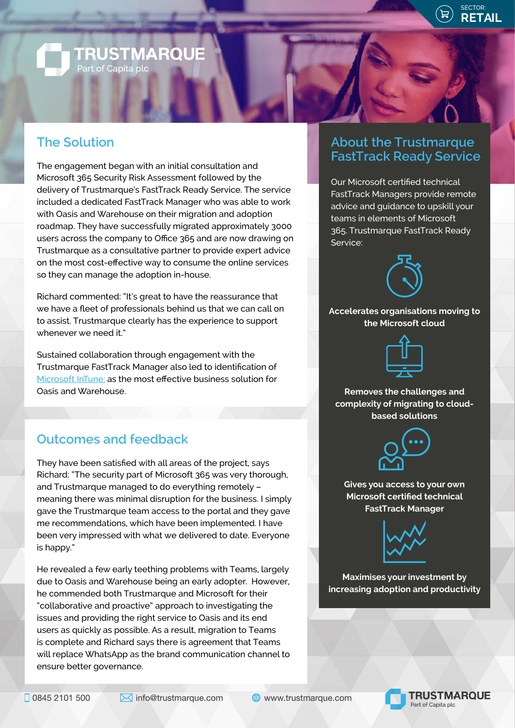SECTOR: RETAIL

## The Solution

The engagement began with an initial consultation and Microsoft 365 Security Risk Assessment followed by the delivery of Trustmarque's FastTrack Ready Service. The service included a dedicated FastTrack Manager who was able to work with Oasis and Warehouse on their migration and adoption roadmap. They have successfully migrated approximately 3000 users across the company to Office 365 and are now drawing on Trustmarque as a consultative partner to provide expert advice on the most cost-effective way to consume the online services so they can manage the adoption in-house.

Richard commented: "It's great to have the reassurance that we have a fleet of professionals behind us that we can call on to assist. Trustmarque clearly has the experience to support whenever we need it."

Sustained collaboration through engagement with the Trustmarque FastTrack Manager also led to identification of Microsoft InTune: as the most effective business solution for Oasis and Warehouse.

## Outcomes and feedback

They have been satisfied with all areas of the project, says Richard: "The security part of Microsoft 365 was very thorough, and Trustmarque managed to do everything remotely – meaning there was minimal disruption for the business. I simply gave the Trustmarque team access to the portal and they gave me recommendations, which have been implemented. I have been very impressed with what we delivered to date. Everyone is happy."

He revealed a few early teething problems with Teams, largely due to Oasis and Warehouse being an early adopter. However, he commended both Trustmarque and Microsoft for their "collaborative and proactive" approach to investigating the issues and providing the right service to Oasis and its end users as quickly as possible. As a result, migration to Teams is complete and Richard says there is agreement that Teams will replace WhatsApp as the brand communication channel to ensure better governance.

## About the Trustmarque FastTrack Ready Service

Our Microsoft certified technical FastTrack Managers provide remote advice and guidance to upskill your teams in elements of Microsoft 365. Trustmarque FastTrack Ready Service:

**Accelerates organisations moving to the Microsoft cloud**

**Removes the challenges and complexity of migrating to cloud-based solutions**

**Gives you access to your own Microsoft certified technical FastTrack Manager**

**Maximises your investment by increasing adoption and productivity**

0845 2101 500 | info@trustmarque.com | www.trustmarque.com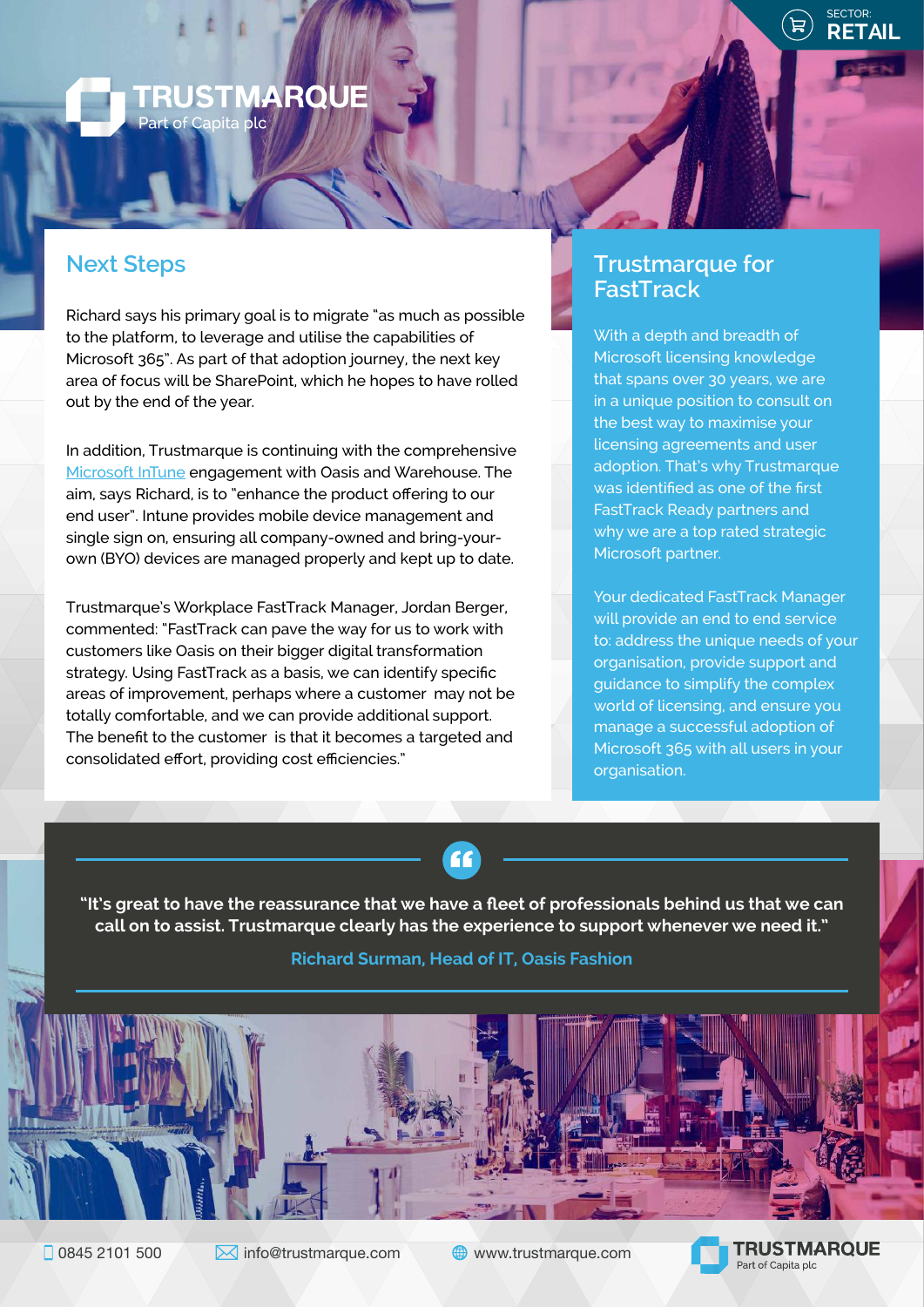SECTOR: RETAIL

TRUSTMARQUE
Part of Capita plc

## Next Steps

Richard says his primary goal is to migrate "as much as possible to the platform, to leverage and utilise the capabilities of Microsoft 365". As part of that adoption journey, the next key area of focus will be SharePoint, which he hopes to have rolled out by the end of the year.

In addition, Trustmarque is continuing with the comprehensive Microsoft InTune engagement with Oasis and Warehouse. The aim, says Richard, is to "enhance the product offering to our end user". Intune provides mobile device management and single sign on, ensuring all company-owned and bring-your-own (BYO) devices are managed properly and kept up to date.

Trustmarque's Workplace FastTrack Manager, Jordan Berger, commented: "FastTrack can pave the way for us to work with customers like Oasis on their bigger digital transformation strategy. Using FastTrack as a basis, we can identify specific areas of improvement, perhaps where a customer may not be totally comfortable, and we can provide additional support. The benefit to the customer is that it becomes a targeted and consolidated effort, providing cost efficiencies."

## Trustmarque for FastTrack

With a depth and breadth of Microsoft licensing knowledge that spans over 30 years, we are in a unique position to consult on the best way to maximise your licensing agreements and user adoption. That's why Trustmarque was identified as one of the first FastTrack Ready partners and why we are a top rated strategic Microsoft partner.

Your dedicated FastTrack Manager will provide an end to end service to: address the unique needs of your organisation, provide support and guidance to simplify the complex world of licensing, and ensure you manage a successful adoption of Microsoft 365 with all users in your organisation.

**"It's great to have the reassurance that we have a fleet of professionals behind us that we can call on to assist. Trustmarque clearly has the experience to support whenever we need it."**

**Richard Surman, Head of IT, Oasis Fashion**

0845 2101 500 | info@trustmarque.com | www.trustmarque.com

TRUSTMARQUE
Part of Capita plc